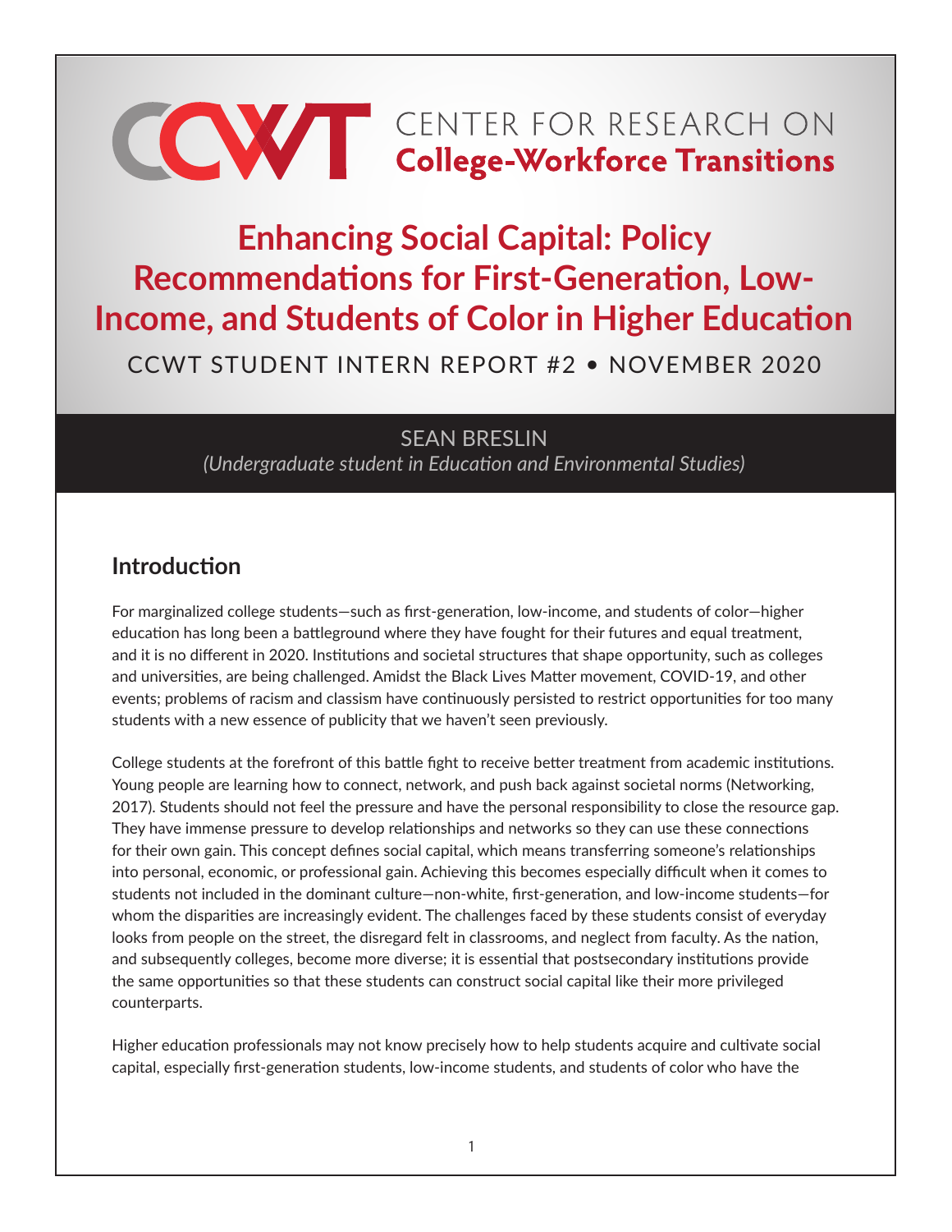CENTER FOR RESEARCH ON **College-Workforce Transitions**

# Enhancing Social Capital: Policy Recommendations for First-Generation, Low-Income, and Students of Color in Higher Education

CCWT STUDENT INTERN REPORT #2 • NOVEMBER 2020

SEAN BRESLIN

*(Undergraduate student in Education and Environmental Studies)*

## Introduction

For marginalized college students—such as first-generation, low-income, and students of color—higher education has long been a battleground where they have fought for their futures and equal treatment, and it is no different in 2020. Institutions and societal structures that shape opportunity, such as colleges and universities, are being challenged. Amidst the Black Lives Matter movement, COVID-19, and other events; problems of racism and classism have continuously persisted to restrict opportunities for too many students with a new essence of publicity that we haven't seen previously.

College students at the forefront of this battle fight to receive better treatment from academic institutions. Young people are learning how to connect, network, and push back against societal norms (Networking, 2017). Students should not feel the pressure and have the personal responsibility to close the resource gap. They have immense pressure to develop relationships and networks so they can use these connections for their own gain. This concept defines social capital, which means transferring someone's relationships into personal, economic, or professional gain. Achieving this becomes especially difficult when it comes to students not included in the dominant culture—non-white, first-generation, and low-income students—for whom the disparities are increasingly evident. The challenges faced by these students consist of everyday looks from people on the street, the disregard felt in classrooms, and neglect from faculty. As the nation, and subsequently colleges, become more diverse; it is essential that postsecondary institutions provide the same opportunities so that these students can construct social capital like their more privileged counterparts.

Higher education professionals may not know precisely how to help students acquire and cultivate social capital, especially first-generation students, low-income students, and students of color who have the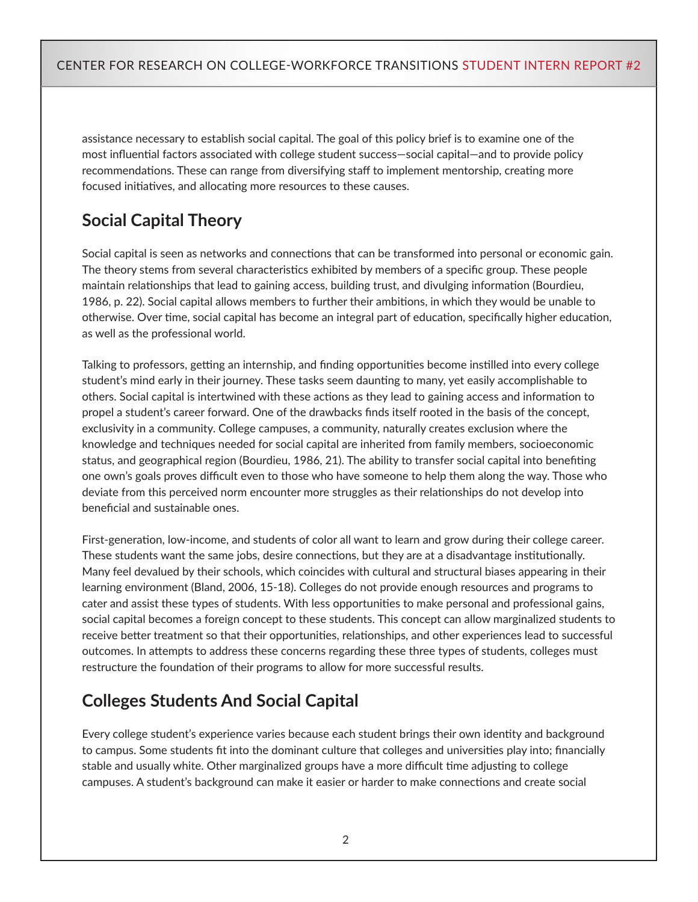assistance necessary to establish social capital. The goal of this policy brief is to examine one of the most influential factors associated with college student success—social capital—and to provide policy recommendations. These can range from diversifying staff to implement mentorship, creating more focused initiatives, and allocating more resources to these causes.

## Social Capital Theory

Social capital is seen as networks and connections that can be transformed into personal or economic gain. The theory stems from several characteristics exhibited by members of a specific group. These people maintain relationships that lead to gaining access, building trust, and divulging information (Bourdieu, 1986, p. 22). Social capital allows members to further their ambitions, in which they would be unable to otherwise. Over time, social capital has become an integral part of education, specifically higher education, as well as the professional world.

Talking to professors, getting an internship, and finding opportunities become instilled into every college student's mind early in their journey. These tasks seem daunting to many, yet easily accomplishable to others. Social capital is intertwined with these actions as they lead to gaining access and information to propel a student's career forward. One of the drawbacks finds itself rooted in the basis of the concept, exclusivity in a community. College campuses, a community, naturally creates exclusion where the knowledge and techniques needed for social capital are inherited from family members, socioeconomic status, and geographical region (Bourdieu, 1986, 21). The ability to transfer social capital into benefiting one own's goals proves difficult even to those who have someone to help them along the way. Those who deviate from this perceived norm encounter more struggles as their relationships do not develop into beneficial and sustainable ones.

First-generation, low-income, and students of color all want to learn and grow during their college career. These students want the same jobs, desire connections, but they are at a disadvantage institutionally. Many feel devalued by their schools, which coincides with cultural and structural biases appearing in their learning environment (Bland, 2006, 15-18). Colleges do not provide enough resources and programs to cater and assist these types of students. With less opportunities to make personal and professional gains, social capital becomes a foreign concept to these students. This concept can allow marginalized students to receive better treatment so that their opportunities, relationships, and other experiences lead to successful outcomes. In attempts to address these concerns regarding these three types of students, colleges must restructure the foundation of their programs to allow for more successful results.

## Colleges Students And Social Capital

Every college student's experience varies because each student brings their own identity and background to campus. Some students fit into the dominant culture that colleges and universities play into; financially stable and usually white. Other marginalized groups have a more difficult time adjusting to college campuses. A student's background can make it easier or harder to make connections and create social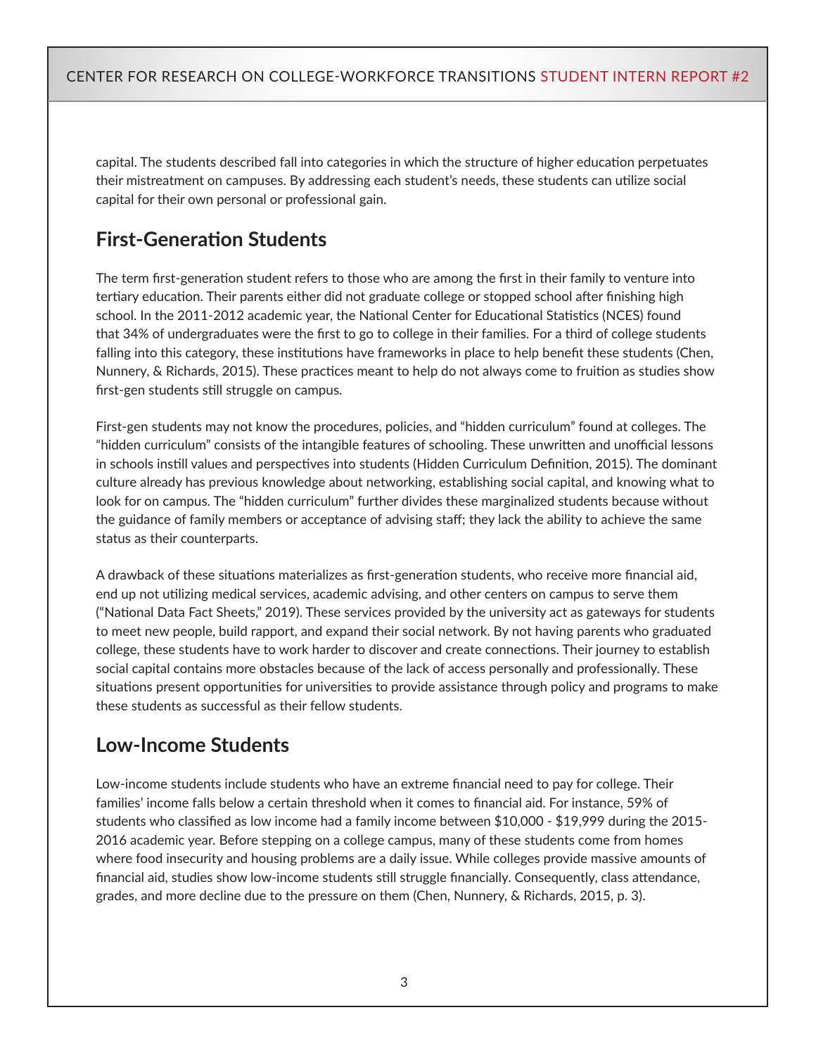capital. The students described fall into categories in which the structure of higher education perpetuates their mistreatment on campuses. By addressing each student's needs, these students can utilize social capital for their own personal or professional gain.

## First-Generation Students

The term first-generation student refers to those who are among the first in their family to venture into tertiary education. Their parents either did not graduate college or stopped school after finishing high school. In the 2011-2012 academic year, the National Center for Educational Statistics (NCES) found that 34% of undergraduates were the first to go to college in their families. For a third of college students falling into this category, these institutions have frameworks in place to help benefit these students (Chen, Nunnery, & Richards, 2015). These practices meant to help do not always come to fruition as studies show first-gen students still struggle on campus.

First-gen students may not know the procedures, policies, and "hidden curriculum" found at colleges. The "hidden curriculum" consists of the intangible features of schooling. These unwritten and unofficial lessons in schools instill values and perspectives into students (Hidden Curriculum Definition, 2015). The dominant culture already has previous knowledge about networking, establishing social capital, and knowing what to look for on campus. The "hidden curriculum" further divides these marginalized students because without the guidance of family members or acceptance of advising staff; they lack the ability to achieve the same status as their counterparts.

A drawback of these situations materializes as first-generation students, who receive more financial aid, end up not utilizing medical services, academic advising, and other centers on campus to serve them ("National Data Fact Sheets," 2019). These services provided by the university act as gateways for students to meet new people, build rapport, and expand their social network. By not having parents who graduated college, these students have to work harder to discover and create connections. Their journey to establish social capital contains more obstacles because of the lack of access personally and professionally. These situations present opportunities for universities to provide assistance through policy and programs to make these students as successful as their fellow students.

## Low-Income Students

Low-income students include students who have an extreme financial need to pay for college. Their families' income falls below a certain threshold when it comes to financial aid. For instance, 59% of students who classified as low income had a family income between $10,000 - $19,999 during the 2015-2016 academic year. Before stepping on a college campus, many of these students come from homes where food insecurity and housing problems are a daily issue. While colleges provide massive amounts of financial aid, studies show low-income students still struggle financially. Consequently, class attendance, grades, and more decline due to the pressure on them (Chen, Nunnery, & Richards, 2015, p. 3).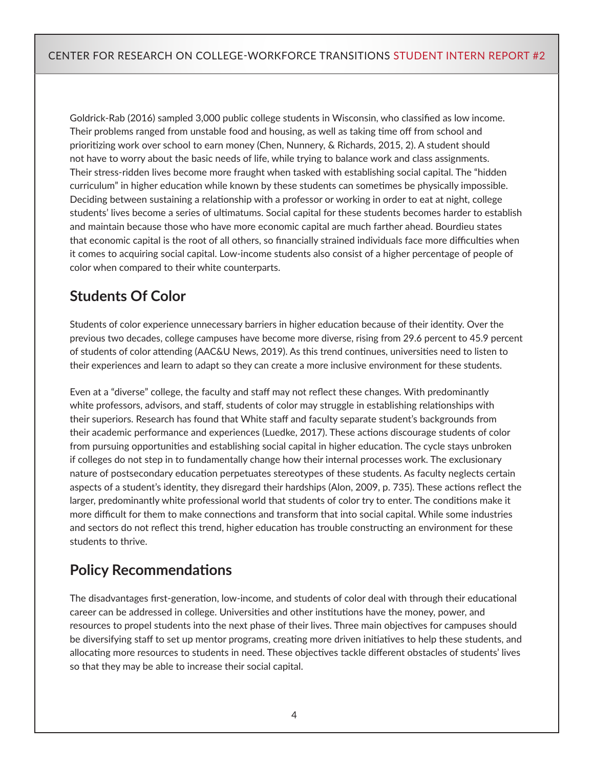Goldrick-Rab (2016) sampled 3,000 public college students in Wisconsin, who classified as low income. Their problems ranged from unstable food and housing, as well as taking time off from school and prioritizing work over school to earn money (Chen, Nunnery, & Richards, 2015, 2). A student should not have to worry about the basic needs of life, while trying to balance work and class assignments. Their stress-ridden lives become more fraught when tasked with establishing social capital. The "hidden curriculum" in higher education while known by these students can sometimes be physically impossible. Deciding between sustaining a relationship with a professor or working in order to eat at night, college students' lives become a series of ultimatums. Social capital for these students becomes harder to establish and maintain because those who have more economic capital are much farther ahead. Bourdieu states that economic capital is the root of all others, so financially strained individuals face more difficulties when it comes to acquiring social capital. Low-income students also consist of a higher percentage of people of color when compared to their white counterparts.

## Students Of Color

Students of color experience unnecessary barriers in higher education because of their identity. Over the previous two decades, college campuses have become more diverse, rising from 29.6 percent to 45.9 percent of students of color attending (AAC&U News, 2019). As this trend continues, universities need to listen to their experiences and learn to adapt so they can create a more inclusive environment for these students.

Even at a "diverse" college, the faculty and staff may not reflect these changes. With predominantly white professors, advisors, and staff, students of color may struggle in establishing relationships with their superiors. Research has found that White staff and faculty separate student's backgrounds from their academic performance and experiences (Luedke, 2017). These actions discourage students of color from pursuing opportunities and establishing social capital in higher education. The cycle stays unbroken if colleges do not step in to fundamentally change how their internal processes work. The exclusionary nature of postsecondary education perpetuates stereotypes of these students. As faculty neglects certain aspects of a student's identity, they disregard their hardships (Alon, 2009, p. 735). These actions reflect the larger, predominantly white professional world that students of color try to enter. The conditions make it more difficult for them to make connections and transform that into social capital. While some industries and sectors do not reflect this trend, higher education has trouble constructing an environment for these students to thrive.

## Policy Recommendations

The disadvantages first-generation, low-income, and students of color deal with through their educational career can be addressed in college. Universities and other institutions have the money, power, and resources to propel students into the next phase of their lives. Three main objectives for campuses should be diversifying staff to set up mentor programs, creating more driven initiatives to help these students, and allocating more resources to students in need. These objectives tackle different obstacles of students' lives so that they may be able to increase their social capital.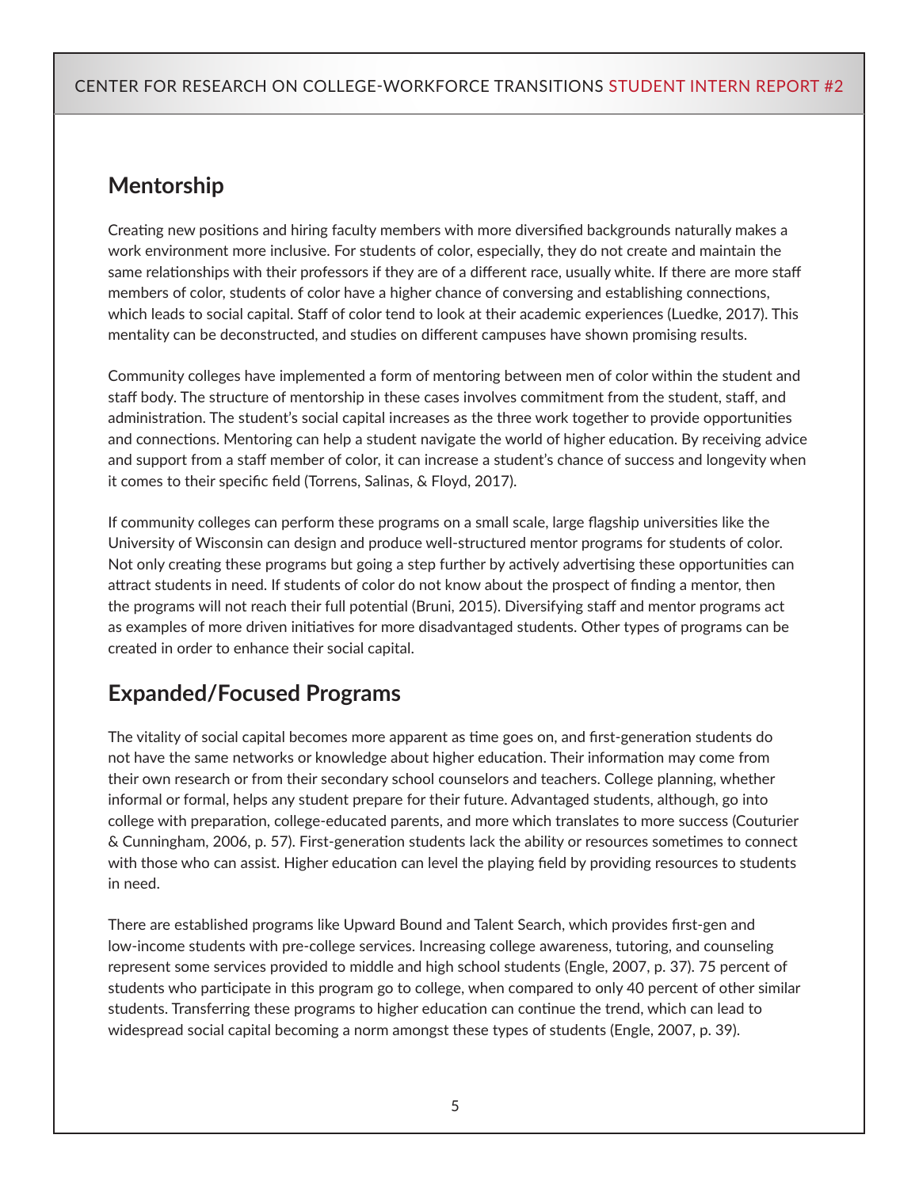## Mentorship

Creating new positions and hiring faculty members with more diversified backgrounds naturally makes a work environment more inclusive. For students of color, especially, they do not create and maintain the same relationships with their professors if they are of a different race, usually white. If there are more staff members of color, students of color have a higher chance of conversing and establishing connections, which leads to social capital. Staff of color tend to look at their academic experiences (Luedke, 2017). This mentality can be deconstructed, and studies on different campuses have shown promising results.

Community colleges have implemented a form of mentoring between men of color within the student and staff body. The structure of mentorship in these cases involves commitment from the student, staff, and administration. The student's social capital increases as the three work together to provide opportunities and connections. Mentoring can help a student navigate the world of higher education. By receiving advice and support from a staff member of color, it can increase a student's chance of success and longevity when it comes to their specific field (Torrens, Salinas, & Floyd, 2017).

If community colleges can perform these programs on a small scale, large flagship universities like the University of Wisconsin can design and produce well-structured mentor programs for students of color. Not only creating these programs but going a step further by actively advertising these opportunities can attract students in need. If students of color do not know about the prospect of finding a mentor, then the programs will not reach their full potential (Bruni, 2015). Diversifying staff and mentor programs act as examples of more driven initiatives for more disadvantaged students. Other types of programs can be created in order to enhance their social capital.

## Expanded/Focused Programs

The vitality of social capital becomes more apparent as time goes on, and first-generation students do not have the same networks or knowledge about higher education. Their information may come from their own research or from their secondary school counselors and teachers. College planning, whether informal or formal, helps any student prepare for their future. Advantaged students, although, go into college with preparation, college-educated parents, and more which translates to more success (Couturier & Cunningham, 2006, p. 57). First-generation students lack the ability or resources sometimes to connect with those who can assist. Higher education can level the playing field by providing resources to students in need.

There are established programs like Upward Bound and Talent Search, which provides first-gen and low-income students with pre-college services. Increasing college awareness, tutoring, and counseling represent some services provided to middle and high school students (Engle, 2007, p. 37). 75 percent of students who participate in this program go to college, when compared to only 40 percent of other similar students. Transferring these programs to higher education can continue the trend, which can lead to widespread social capital becoming a norm amongst these types of students (Engle, 2007, p. 39).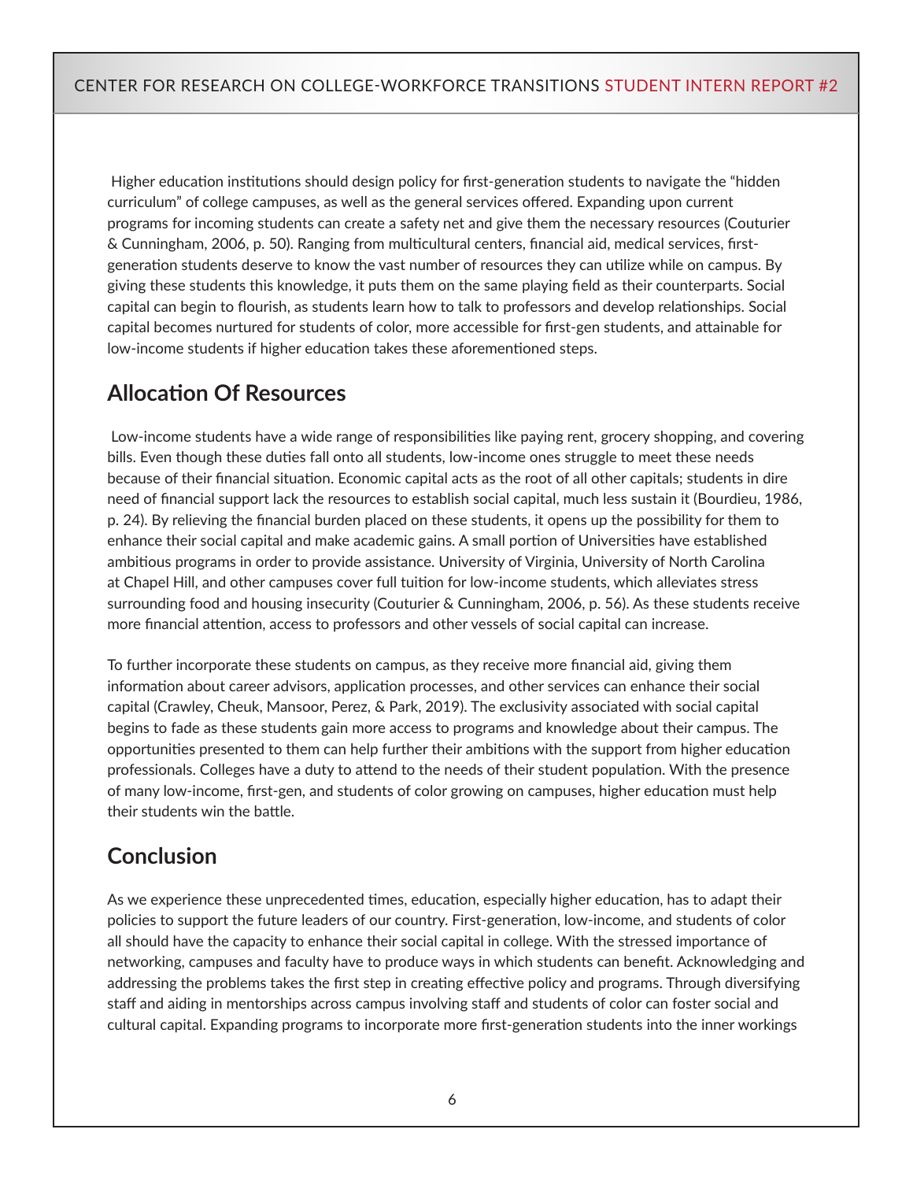Higher education institutions should design policy for first-generation students to navigate the "hidden curriculum" of college campuses, as well as the general services offered. Expanding upon current programs for incoming students can create a safety net and give them the necessary resources (Couturier & Cunningham, 2006, p. 50). Ranging from multicultural centers, financial aid, medical services, first-generation students deserve to know the vast number of resources they can utilize while on campus. By giving these students this knowledge, it puts them on the same playing field as their counterparts. Social capital can begin to flourish, as students learn how to talk to professors and develop relationships. Social capital becomes nurtured for students of color, more accessible for first-gen students, and attainable for low-income students if higher education takes these aforementioned steps.

## Allocation Of Resources

Low-income students have a wide range of responsibilities like paying rent, grocery shopping, and covering bills. Even though these duties fall onto all students, low-income ones struggle to meet these needs because of their financial situation. Economic capital acts as the root of all other capitals; students in dire need of financial support lack the resources to establish social capital, much less sustain it (Bourdieu, 1986, p. 24). By relieving the financial burden placed on these students, it opens up the possibility for them to enhance their social capital and make academic gains. A small portion of Universities have established ambitious programs in order to provide assistance. University of Virginia, University of North Carolina at Chapel Hill, and other campuses cover full tuition for low-income students, which alleviates stress surrounding food and housing insecurity (Couturier & Cunningham, 2006, p. 56). As these students receive more financial attention, access to professors and other vessels of social capital can increase.

To further incorporate these students on campus, as they receive more financial aid, giving them information about career advisors, application processes, and other services can enhance their social capital (Crawley, Cheuk, Mansoor, Perez, & Park, 2019). The exclusivity associated with social capital begins to fade as these students gain more access to programs and knowledge about their campus. The opportunities presented to them can help further their ambitions with the support from higher education professionals. Colleges have a duty to attend to the needs of their student population. With the presence of many low-income, first-gen, and students of color growing on campuses, higher education must help their students win the battle.

## Conclusion

As we experience these unprecedented times, education, especially higher education, has to adapt their policies to support the future leaders of our country. First-generation, low-income, and students of color all should have the capacity to enhance their social capital in college. With the stressed importance of networking, campuses and faculty have to produce ways in which students can benefit. Acknowledging and addressing the problems takes the first step in creating effective policy and programs. Through diversifying staff and aiding in mentorships across campus involving staff and students of color can foster social and cultural capital. Expanding programs to incorporate more first-generation students into the inner workings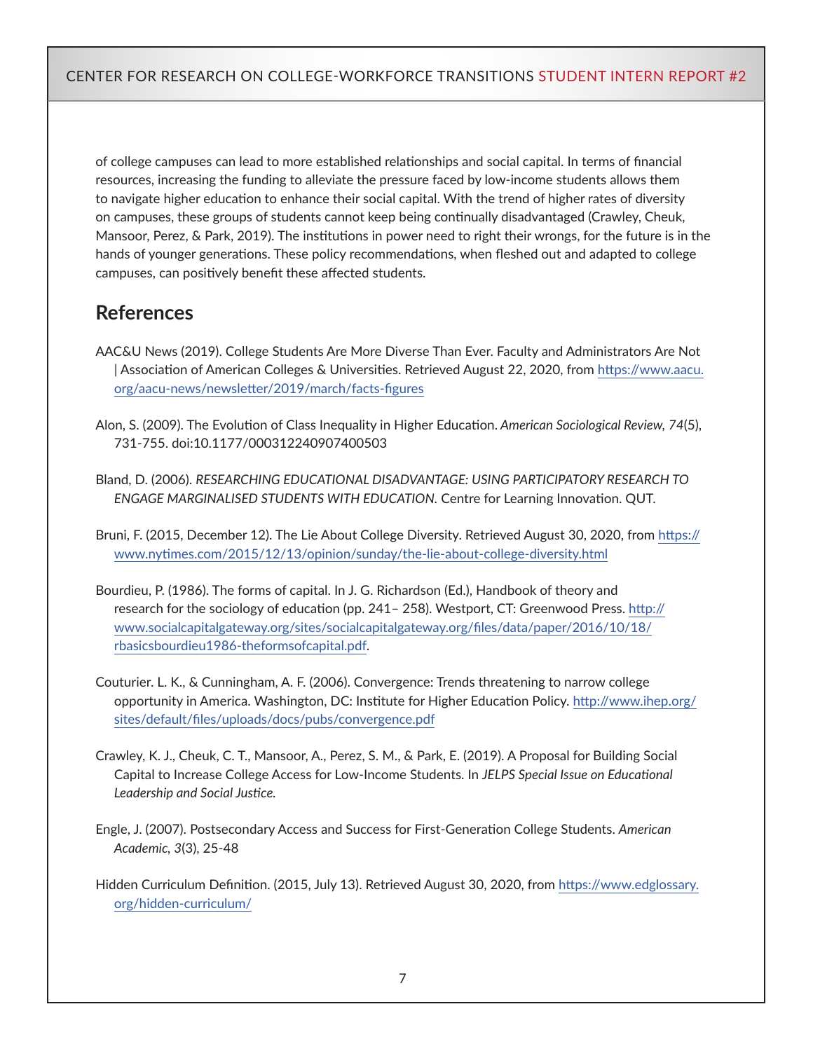of college campuses can lead to more established relationships and social capital. In terms of financial resources, increasing the funding to alleviate the pressure faced by low-income students allows them to navigate higher education to enhance their social capital. With the trend of higher rates of diversity on campuses, these groups of students cannot keep being continually disadvantaged (Crawley, Cheuk, Mansoor, Perez, & Park, 2019). The institutions in power need to right their wrongs, for the future is in the hands of younger generations. These policy recommendations, when fleshed out and adapted to college campuses, can positively benefit these affected students.

## References

AAC&U News (2019). College Students Are More Diverse Than Ever. Faculty and Administrators Are Not | Association of American Colleges & Universities. Retrieved August 22, 2020, from https://www.aacu.org/aacu-news/newsletter/2019/march/facts-figures

Alon, S. (2009). The Evolution of Class Inequality in Higher Education. *American Sociological Review, 74*(5), 731-755. doi:10.1177/000312240907400503

Bland, D. (2006). *RESEARCHING EDUCATIONAL DISADVANTAGE: USING PARTICIPATORY RESEARCH TO ENGAGE MARGINALISED STUDENTS WITH EDUCATION.* Centre for Learning Innovation. QUT.

Bruni, F. (2015, December 12). The Lie About College Diversity. Retrieved August 30, 2020, from https://www.nytimes.com/2015/12/13/opinion/sunday/the-lie-about-college-diversity.html

Bourdieu, P. (1986). The forms of capital. In J. G. Richardson (Ed.), Handbook of theory and research for the sociology of education (pp. 241– 258). Westport, CT: Greenwood Press. http://www.socialcapitalgateway.org/sites/socialcapitalgateway.org/files/data/paper/2016/10/18/rbasicsbourdieu1986-theformsofcapital.pdf.

Couturier. L. K., & Cunningham, A. F. (2006). Convergence: Trends threatening to narrow college opportunity in America. Washington, DC: Institute for Higher Education Policy. http://www.ihep.org/sites/default/files/uploads/docs/pubs/convergence.pdf

Crawley, K. J., Cheuk, C. T., Mansoor, A., Perez, S. M., & Park, E. (2019). A Proposal for Building Social Capital to Increase College Access for Low-Income Students. In *JELPS Special Issue on Educational Leadership and Social Justice.*

Engle, J. (2007). Postsecondary Access and Success for First-Generation College Students. *American Academic, 3*(3), 25-48

Hidden Curriculum Definition. (2015, July 13). Retrieved August 30, 2020, from https://www.edglossary.org/hidden-curriculum/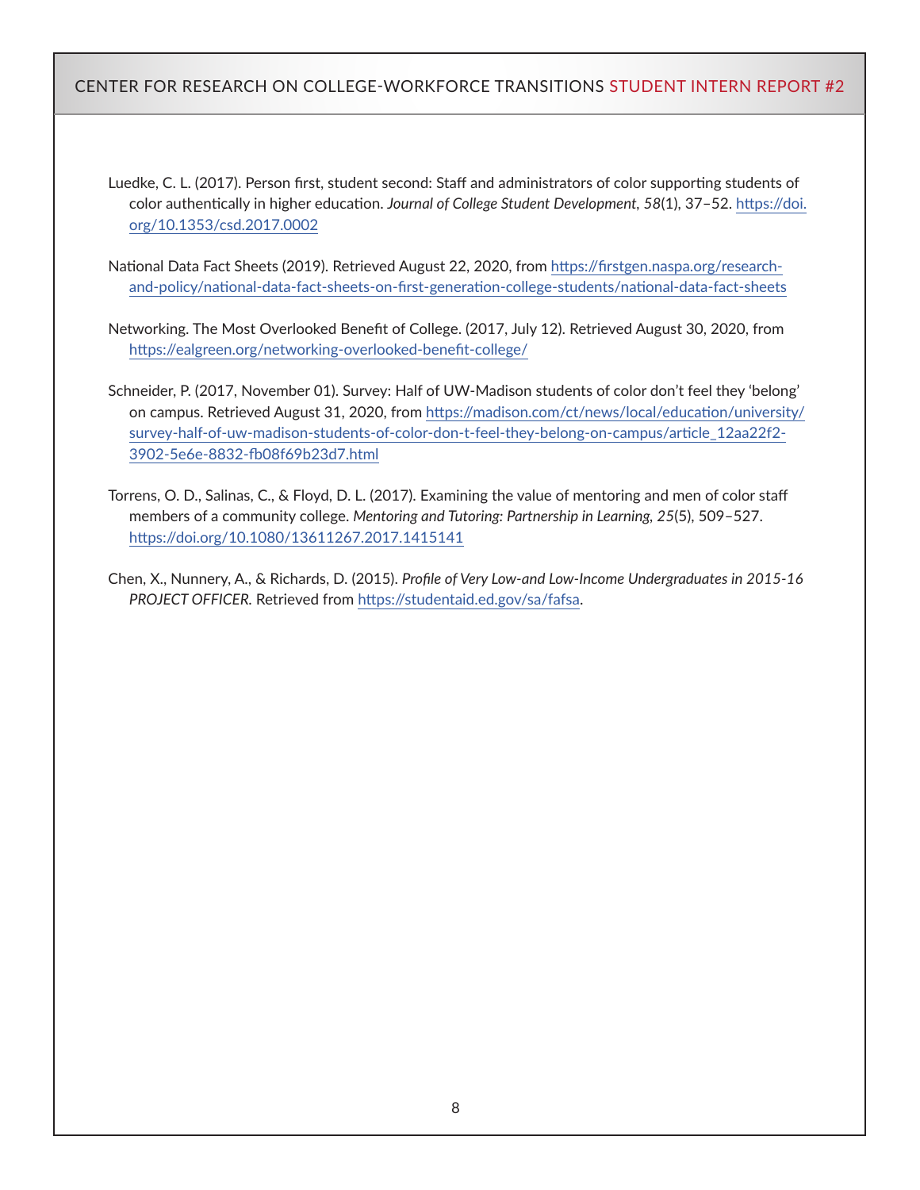Luedke, C. L. (2017). Person first, student second: Staff and administrators of color supporting students of color authentically in higher education. *Journal of College Student Development*, *58*(1), 37–52. https://doi.org/10.1353/csd.2017.0002

National Data Fact Sheets (2019). Retrieved August 22, 2020, from https://firstgen.naspa.org/research-and-policy/national-data-fact-sheets-on-first-generation-college-students/national-data-fact-sheets

Networking. The Most Overlooked Benefit of College. (2017, July 12). Retrieved August 30, 2020, from https://ealgreen.org/networking-overlooked-benefit-college/

Schneider, P. (2017, November 01). Survey: Half of UW-Madison students of color don't feel they 'belong' on campus. Retrieved August 31, 2020, from https://madison.com/ct/news/local/education/university/survey-half-of-uw-madison-students-of-color-don-t-feel-they-belong-on-campus/article_12aa22f2-3902-5e6e-8832-fb08f69b23d7.html

Torrens, O. D., Salinas, C., & Floyd, D. L. (2017). Examining the value of mentoring and men of color staff members of a community college. *Mentoring and Tutoring: Partnership in Learning, 25*(5), 509–527. https://doi.org/10.1080/13611267.2017.1415141

Chen, X., Nunnery, A., & Richards, D. (2015). *Profile of Very Low-and Low-Income Undergraduates in 2015-16 PROJECT OFFICER.* Retrieved from https://studentaid.ed.gov/sa/fafsa.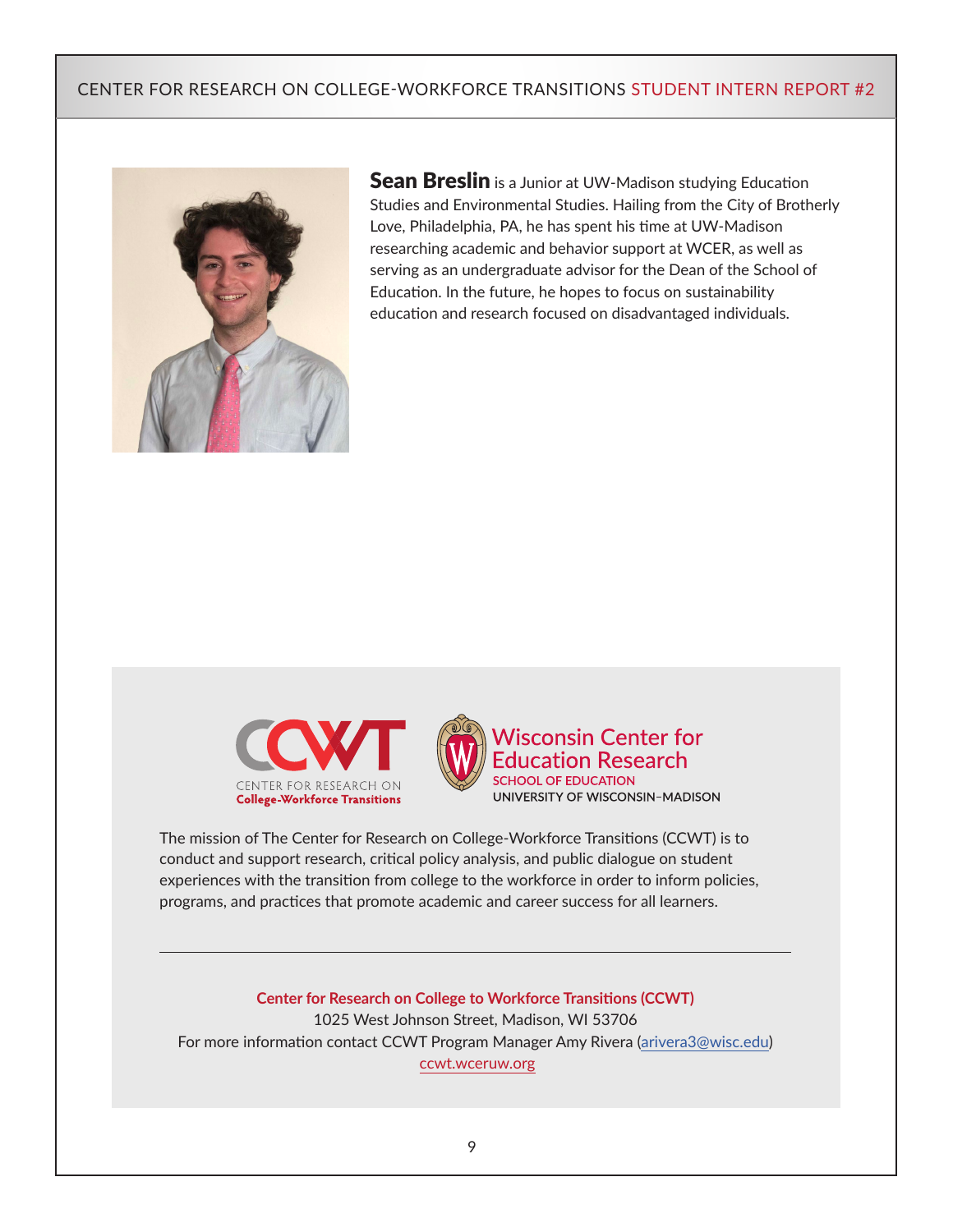**Sean Breslin** is a Junior at UW-Madison studying Education Studies and Environmental Studies. Hailing from the City of Brotherly Love, Philadelphia, PA, he has spent his time at UW-Madison researching academic and behavior support at WCER, as well as serving as an undergraduate advisor for the Dean of the School of Education. In the future, he hopes to focus on sustainability education and research focused on disadvantaged individuals.

CCWT
CENTER FOR RESEARCH ON
College-Workforce Transitions

Wisconsin Center for Education Research
SCHOOL OF EDUCATION
UNIVERSITY OF WISCONSIN–MADISON

The mission of The Center for Research on College-Workforce Transitions (CCWT) is to conduct and support research, critical policy analysis, and public dialogue on student experiences with the transition from college to the workforce in order to inform policies, programs, and practices that promote academic and career success for all learners.

---

**Center for Research on College to Workforce Transitions (CCWT)**
1025 West Johnson Street, Madison, WI 53706
For more information contact CCWT Program Manager Amy Rivera (arivera3@wisc.edu)
ccwt.wceruw.org